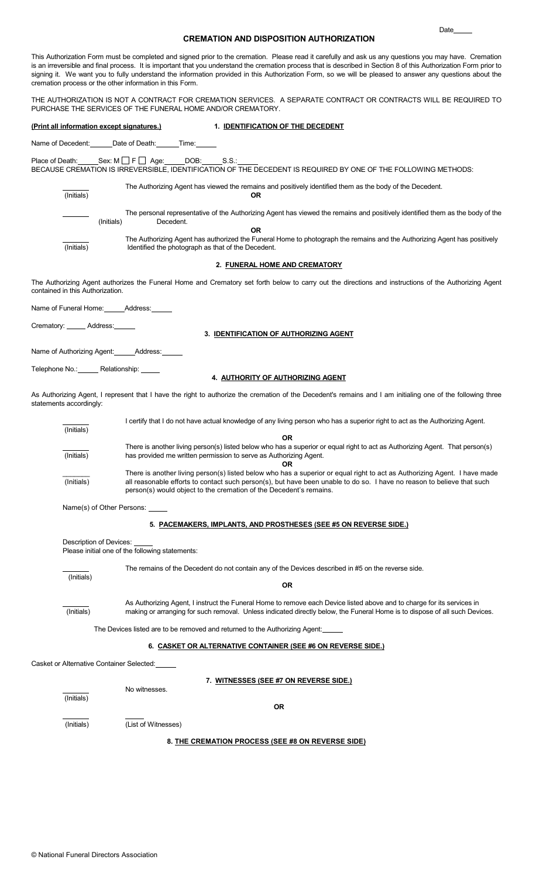Date_____

# CREMATION AND DISPOSITION AUTHORIZATION

This Authorization Form must be completed and signed prior to the cremation. Please read it carefully and ask us any questions you may have. Cremation is an irreversible and final process. It is important that you understand the cremation process that is described in Section 8 of this Authorization Form prior to signing it. We want you to fully understand the information provided in this Authorization Form, so we will be pleased to answer any questions about the cremation process or the other information in this Form.

THE AUTHORIZATION IS NOT A CONTRACT FOR CREMATION SERVICES. A SEPARATE CONTRACT OR CONTRACTS WILL BE REQUIRED TO PURCHASE THE SERVICES OF THE FUNERAL HOME AND/OR CREMATORY.

**(Print all information except signatures.)**

## 1. IDENTIFICATION OF THE DECEDENT

Name of Decedent:_____ Date of Death:_____ Time:_____

Place of Death:_____ Sex: M ☐ F ☐ Age:_____ DOB:_____ S.S.:_____

BECAUSE CREMATION IS IRREVERSIBLE, IDENTIFICATION OF THE DECEDENT IS REQUIRED BY ONE OF THE FOLLOWING METHODS:

_____ (Initials) The Authorizing Agent has viewed the remains and positively identified them as the body of the Decedent.

**OR**

_____ (Initials) The personal representative of the Authorizing Agent has viewed the remains and positively identified them as the body of the Decedent.

**OR**

_____ (Initials) The Authorizing Agent has authorized the Funeral Home to photograph the remains and the Authorizing Agent has positively Identified the photograph as that of the Decedent.

## 2. FUNERAL HOME AND CREMATORY

The Authorizing Agent authorizes the Funeral Home and Crematory set forth below to carry out the directions and instructions of the Authorizing Agent contained in this Authorization.

Name of Funeral Home:_____ Address:_____

Crematory: _____ Address:_____

## 3. IDENTIFICATION OF AUTHORIZING AGENT

Name of Authorizing Agent:_____ Address:_____

Telephone No.:_____ Relationship: _____

## 4. AUTHORITY OF AUTHORIZING AGENT

As Authorizing Agent, I represent that I have the right to authorize the cremation of the Decedent's remains and I am initialing one of the following three statements accordingly:

_____ (Initials) I certify that I do not have actual knowledge of any living person who has a superior right to act as the Authorizing Agent.

**OR**

_____ (Initials) There is another living person(s) listed below who has a superior or equal right to act as Authorizing Agent. That person(s) has provided me written permission to serve as Authorizing Agent.

**OR**

_____ (Initials) There is another living person(s) listed below who has a superior or equal right to act as Authorizing Agent. I have made all reasonable efforts to contact such person(s), but have been unable to do so. I have no reason to believe that such person(s) would object to the cremation of the Decedent's remains.

Name(s) of Other Persons: _____

## 5. PACEMAKERS, IMPLANTS, AND PROSTHESES (SEE #5 ON REVERSE SIDE.)

Description of Devices: _____

Please initial one of the following statements:

_____ (Initials) The remains of the Decedent do not contain any of the Devices described in #5 on the reverse side.

**OR**

_____ (Initials) As Authorizing Agent, I instruct the Funeral Home to remove each Device listed above and to charge for its services in making or arranging for such removal. Unless indicated directly below, the Funeral Home is to dispose of all such Devices.

The Devices listed are to be removed and returned to the Authorizing Agent:_____

## 6. CASKET OR ALTERNATIVE CONTAINER (SEE #6 ON REVERSE SIDE.)

Casket or Alternative Container Selected:_____

## 7. WITNESSES (SEE #7 ON REVERSE SIDE.)

_____ (Initials) No witnesses.

**OR**

_____ (Initials) _____ (List of Witnesses)

## 8. THE CREMATION PROCESS (SEE #8 ON REVERSE SIDE)

© National Funeral Directors Association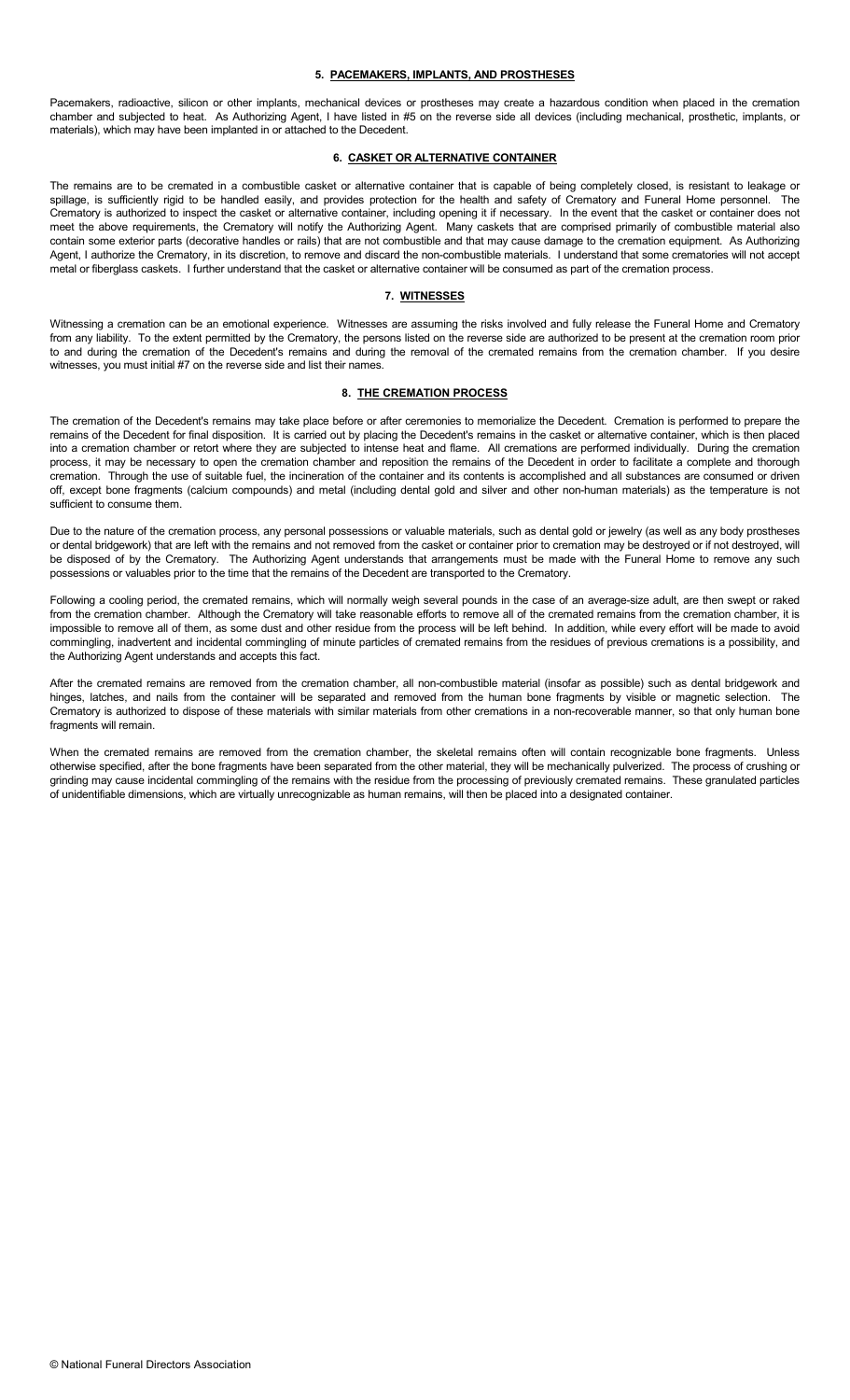### 5. PACEMAKERS, IMPLANTS, AND PROSTHESES

Pacemakers, radioactive, silicon or other implants, mechanical devices or prostheses may create a hazardous condition when placed in the cremation chamber and subjected to heat. As Authorizing Agent, I have listed in #5 on the reverse side all devices (including mechanical, prosthetic, implants, or materials), which may have been implanted in or attached to the Decedent.

### 6. CASKET OR ALTERNATIVE CONTAINER

The remains are to be cremated in a combustible casket or alternative container that is capable of being completely closed, is resistant to leakage or spillage, is sufficiently rigid to be handled easily, and provides protection for the health and safety of Crematory and Funeral Home personnel. The Crematory is authorized to inspect the casket or alternative container, including opening it if necessary. In the event that the casket or container does not meet the above requirements, the Crematory will notify the Authorizing Agent. Many caskets that are comprised primarily of combustible material also contain some exterior parts (decorative handles or rails) that are not combustible and that may cause damage to the cremation equipment. As Authorizing Agent, I authorize the Crematory, in its discretion, to remove and discard the non-combustible materials. I understand that some crematories will not accept metal or fiberglass caskets. I further understand that the casket or alternative container will be consumed as part of the cremation process.

### 7. WITNESSES

Witnessing a cremation can be an emotional experience. Witnesses are assuming the risks involved and fully release the Funeral Home and Crematory from any liability. To the extent permitted by the Crematory, the persons listed on the reverse side are authorized to be present at the cremation room prior to and during the cremation of the Decedent's remains and during the removal of the cremated remains from the cremation chamber. If you desire witnesses, you must initial #7 on the reverse side and list their names.

### 8. THE CREMATION PROCESS

The cremation of the Decedent's remains may take place before or after ceremonies to memorialize the Decedent. Cremation is performed to prepare the remains of the Decedent for final disposition. It is carried out by placing the Decedent's remains in the casket or alternative container, which is then placed into a cremation chamber or retort where they are subjected to intense heat and flame. All cremations are performed individually. During the cremation process, it may be necessary to open the cremation chamber and reposition the remains of the Decedent in order to facilitate a complete and thorough cremation. Through the use of suitable fuel, the incineration of the container and its contents is accomplished and all substances are consumed or driven off, except bone fragments (calcium compounds) and metal (including dental gold and silver and other non-human materials) as the temperature is not sufficient to consume them.

Due to the nature of the cremation process, any personal possessions or valuable materials, such as dental gold or jewelry (as well as any body prostheses or dental bridgework) that are left with the remains and not removed from the casket or container prior to cremation may be destroyed or if not destroyed, will be disposed of by the Crematory. The Authorizing Agent understands that arrangements must be made with the Funeral Home to remove any such possessions or valuables prior to the time that the remains of the Decedent are transported to the Crematory.

Following a cooling period, the cremated remains, which will normally weigh several pounds in the case of an average-size adult, are then swept or raked from the cremation chamber. Although the Crematory will take reasonable efforts to remove all of the cremated remains from the cremation chamber, it is impossible to remove all of them, as some dust and other residue from the process will be left behind. In addition, while every effort will be made to avoid commingling, inadvertent and incidental commingling of minute particles of cremated remains from the residues of previous cremations is a possibility, and the Authorizing Agent understands and accepts this fact.

After the cremated remains are removed from the cremation chamber, all non-combustible material (insofar as possible) such as dental bridgework and hinges, latches, and nails from the container will be separated and removed from the human bone fragments by visible or magnetic selection. The Crematory is authorized to dispose of these materials with similar materials from other cremations in a non-recoverable manner, so that only human bone fragments will remain.

When the cremated remains are removed from the cremation chamber, the skeletal remains often will contain recognizable bone fragments. Unless otherwise specified, after the bone fragments have been separated from the other material, they will be mechanically pulverized. The process of crushing or grinding may cause incidental commingling of the remains with the residue from the processing of previously cremated remains. These granulated particles of unidentifiable dimensions, which are virtually unrecognizable as human remains, will then be placed into a designated container.

© National Funeral Directors Association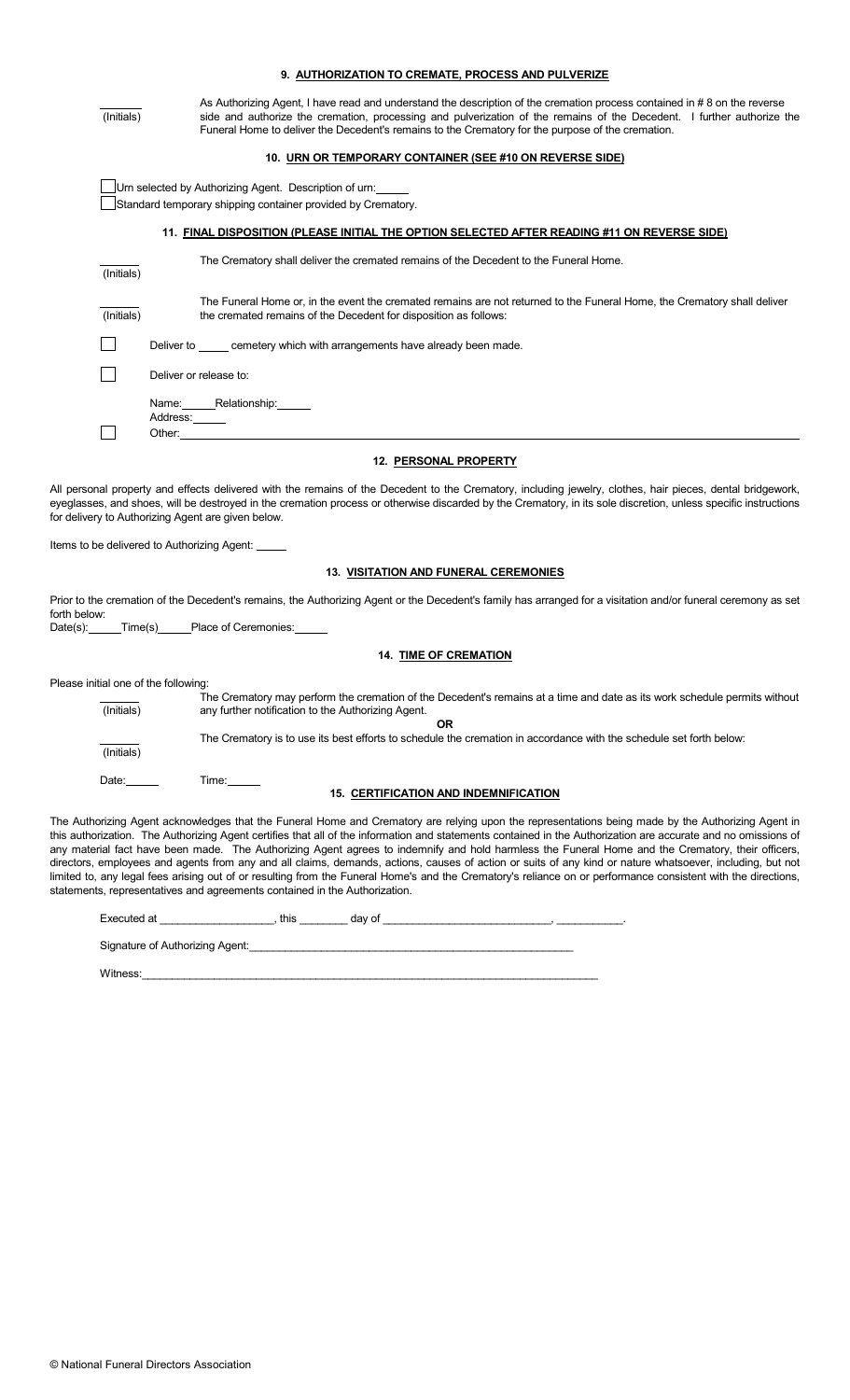### 9. AUTHORIZATION TO CREMATE, PROCESS AND PULVERIZE

\_\_\_\_\_\_ (Initials) As Authorizing Agent, I have read and understand the description of the cremation process contained in # 8 on the reverse side and authorize the cremation, processing and pulverization of the remains of the Decedent. I further authorize the Funeral Home to deliver the Decedent's remains to the Crematory for the purpose of the cremation.

### 10. URN OR TEMPORARY CONTAINER (SEE #10 ON REVERSE SIDE)

☐ Urn selected by Authorizing Agent. Description of urn: \_\_\_\_\_

☐ Standard temporary shipping container provided by Crematory.

### 11. FINAL DISPOSITION (PLEASE INITIAL THE OPTION SELECTED AFTER READING #11 ON REVERSE SIDE)

\_\_\_\_\_\_ (Initials) The Crematory shall deliver the cremated remains of the Decedent to the Funeral Home.

\_\_\_\_\_\_ (Initials) The Funeral Home or, in the event the cremated remains are not returned to the Funeral Home, the Crematory shall deliver the cremated remains of the Decedent for disposition as follows:

☐ Deliver to \_\_\_\_\_ cemetery which with arrangements have already been made.

☐ Deliver or release to:

Name: \_\_\_\_\_ Relationship: \_\_\_\_\_

Address: \_\_\_\_\_

☐ Other: \_\_\_\_\_

### 12. PERSONAL PROPERTY

All personal property and effects delivered with the remains of the Decedent to the Crematory, including jewelry, clothes, hair pieces, dental bridgework, eyeglasses, and shoes, will be destroyed in the cremation process or otherwise discarded by the Crematory, in its sole discretion, unless specific instructions for delivery to Authorizing Agent are given below.

Items to be delivered to Authorizing Agent: \_\_\_\_\_

### 13. VISITATION AND FUNERAL CEREMONIES

Prior to the cremation of the Decedent's remains, the Authorizing Agent or the Decedent's family has arranged for a visitation and/or funeral ceremony as set forth below:

Date(s): \_\_\_\_\_ Time(s) \_\_\_\_\_ Place of Ceremonies: \_\_\_\_\_

### 14. TIME OF CREMATION

Please initial one of the following:

\_\_\_\_\_\_ (Initials) The Crematory may perform the cremation of the Decedent's remains at a time and date as its work schedule permits without any further notification to the Authorizing Agent.

**OR**

\_\_\_\_\_\_ (Initials) The Crematory is to use its best efforts to schedule the cremation in accordance with the schedule set forth below:

Date: \_\_\_\_\_ Time: \_\_\_\_\_

### 15. CERTIFICATION AND INDEMNIFICATION

The Authorizing Agent acknowledges that the Funeral Home and Crematory are relying upon the representations being made by the Authorizing Agent in this authorization. The Authorizing Agent certifies that all of the information and statements contained in the Authorization are accurate and no omissions of any material fact have been made. The Authorizing Agent agrees to indemnify and hold harmless the Funeral Home and the Crematory, their officers, directors, employees and agents from any and all claims, demands, actions, causes of action or suits of any kind or nature whatsoever, including, but not limited to, any legal fees arising out of or resulting from the Funeral Home's and the Crematory's reliance on or performance consistent with the directions, statements, representations and agreements contained in the Authorization.

Executed at \_\_\_\_\_\_\_\_\_\_\_\_\_\_\_\_\_\_, this \_\_\_\_\_\_\_\_ day of \_\_\_\_\_\_\_\_\_\_\_\_\_\_\_\_\_\_\_\_\_\_\_\_\_\_\_, \_\_\_\_\_\_\_\_\_\_\_.

Signature of Authorizing Agent: \_\_\_\_\_\_\_\_\_\_\_\_\_\_\_\_\_\_\_\_\_\_\_\_\_\_\_\_\_\_\_\_\_\_\_\_\_\_\_\_\_\_\_\_\_\_\_\_\_\_\_\_\_

Witness: \_\_\_\_\_\_\_\_\_\_\_\_\_\_\_\_\_\_\_\_\_\_\_\_\_\_\_\_\_\_\_\_\_\_\_\_\_\_\_\_\_\_\_\_\_\_\_\_\_\_\_\_\_\_\_\_\_\_\_\_\_\_\_\_\_\_\_\_\_\_\_\_\_\_\_

© National Funeral Directors Association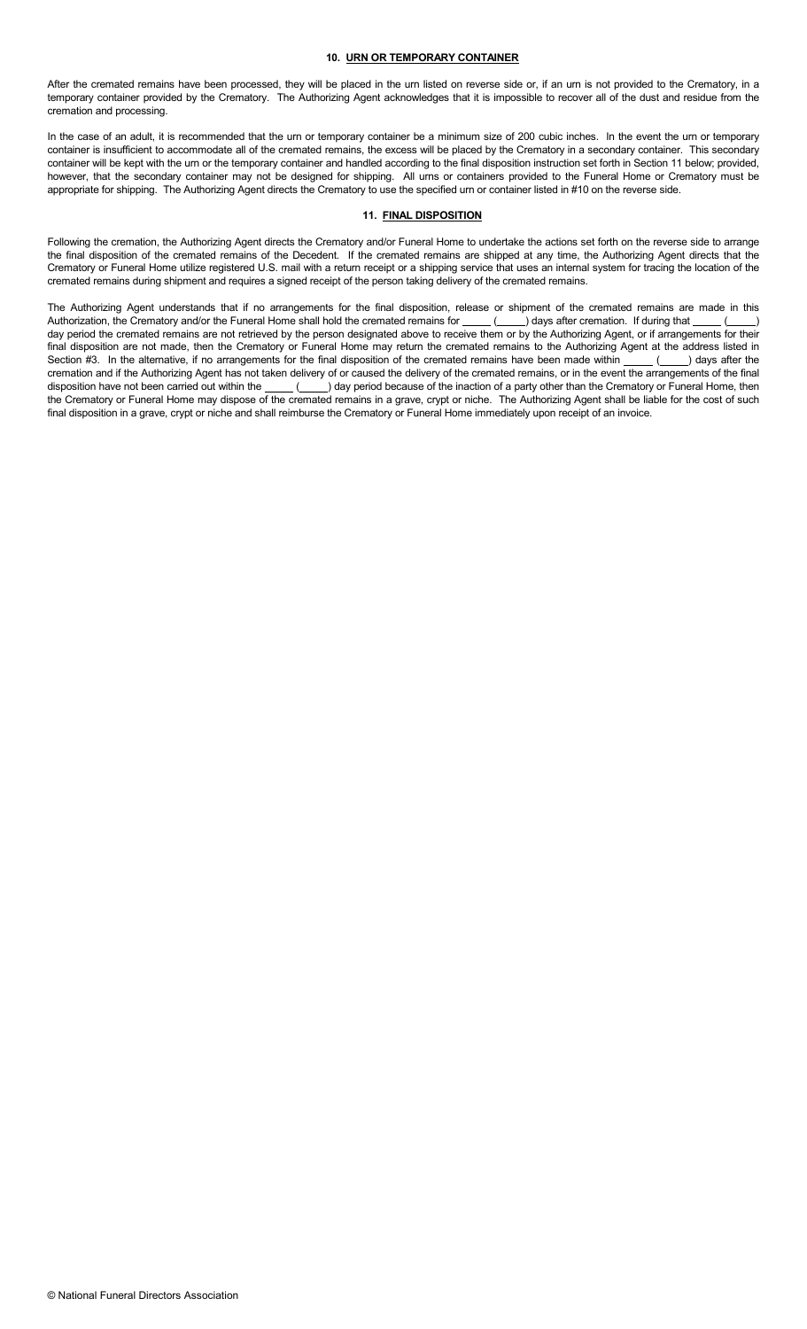### 10. URN OR TEMPORARY CONTAINER

After the cremated remains have been processed, they will be placed in the urn listed on reverse side or, if an urn is not provided to the Crematory, in a temporary container provided by the Crematory. The Authorizing Agent acknowledges that it is impossible to recover all of the dust and residue from the cremation and processing.

In the case of an adult, it is recommended that the urn or temporary container be a minimum size of 200 cubic inches. In the event the urn or temporary container is insufficient to accommodate all of the cremated remains, the excess will be placed by the Crematory in a secondary container. This secondary container will be kept with the urn or the temporary container and handled according to the final disposition instruction set forth in Section 11 below; provided, however, that the secondary container may not be designed for shipping. All urns or containers provided to the Funeral Home or Crematory must be appropriate for shipping. The Authorizing Agent directs the Crematory to use the specified urn or container listed in #10 on the reverse side.

### 11. FINAL DISPOSITION

Following the cremation, the Authorizing Agent directs the Crematory and/or Funeral Home to undertake the actions set forth on the reverse side to arrange the final disposition of the cremated remains of the Decedent. If the cremated remains are shipped at any time, the Authorizing Agent directs that the Crematory or Funeral Home utilize registered U.S. mail with a return receipt or a shipping service that uses an internal system for tracing the location of the cremated remains during shipment and requires a signed receipt of the person taking delivery of the cremated remains.

The Authorizing Agent understands that if no arrangements for the final disposition, release or shipment of the cremated remains are made in this Authorization, the Crematory and/or the Funeral Home shall hold the cremated remains for _____ (_____) days after cremation. If during that _____ (_____) day period the cremated remains are not retrieved by the person designated above to receive them or by the Authorizing Agent, or if arrangements for their final disposition are not made, then the Crematory or Funeral Home may return the cremated remains to the Authorizing Agent at the address listed in Section #3. In the alternative, if no arrangements for the final disposition of the cremated remains have been made within _____ (_____) days after the cremation and if the Authorizing Agent has not taken delivery of or caused the delivery of the cremated remains, or in the event the arrangements of the final disposition have not been carried out within the _____ (_____) day period because of the inaction of a party other than the Crematory or Funeral Home, then the Crematory or Funeral Home may dispose of the cremated remains in a grave, crypt or niche. The Authorizing Agent shall be liable for the cost of such final disposition in a grave, crypt or niche and shall reimburse the Crematory or Funeral Home immediately upon receipt of an invoice.

© National Funeral Directors Association